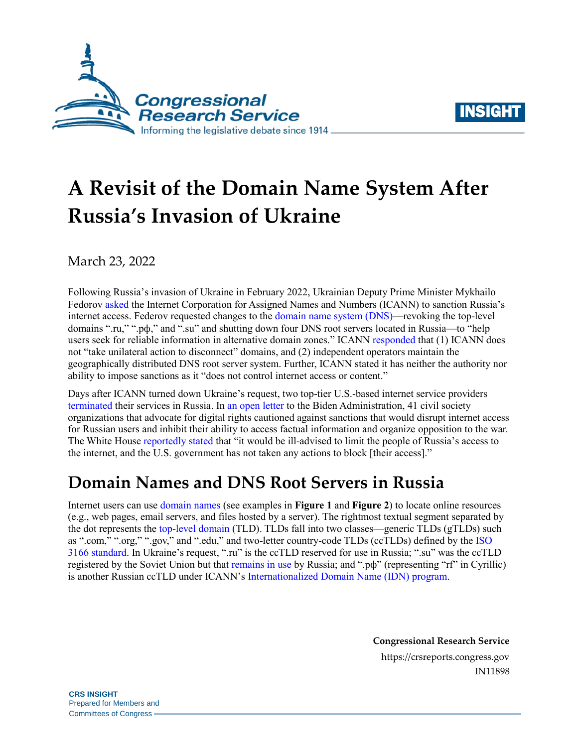# A Revisit of the Domain Name System After Russia's Invasion of Ukraine

March 23, 2022

Following Russia's invasion of Ukraine in February 2022, Ukrainian Deputy Prime Minister Mykhailo Fedorov asked the Internet Corporation for Assigned Names and Numbers (ICANN) to sanction Russia's internet access. Federov requested changes to the domain name system (DNS)—revoking the top-level domains ".ru," ".рф," and ".su" and shutting down four DNS root servers located in Russia—to "help users seek for reliable information in alternative domain zones." ICANN responded that (1) ICANN does not "take unilateral action to disconnect" domains, and (2) independent operators maintain the geographically distributed DNS root server system. Further, ICANN stated it has neither the authority nor ability to impose sanctions as it "does not control internet access or content."

Days after ICANN turned down Ukraine's request, two top-tier U.S.-based internet service providers terminated their services in Russia. In an open letter to the Biden Administration, 41 civil society organizations that advocate for digital rights cautioned against sanctions that would disrupt internet access for Russian users and inhibit their ability to access factual information and organize opposition to the war. The White House reportedly stated that "it would be ill-advised to limit the people of Russia's access to the internet, and the U.S. government has not taken any actions to block [their access]."

## Domain Names and DNS Root Servers in Russia

Internet users can use domain names (see examples in **Figure 1** and **Figure 2**) to locate online resources (e.g., web pages, email servers, and files hosted by a server). The rightmost textual segment separated by the dot represents the top-level domain (TLD). TLDs fall into two classes—generic TLDs (gTLDs) such as ".com," ".org," ".gov," and ".edu," and two-letter country-code TLDs (ccTLDs) defined by the ISO 3166 standard. In Ukraine's request, ".ru" is the ccTLD reserved for use in Russia; ".su" was the ccTLD registered by the Soviet Union but that remains in use by Russia; and ".рф" (representing "rf" in Cyrillic) is another Russian ccTLD under ICANN's Internationalized Domain Name (IDN) program.

**Congressional Research Service**
https://crsreports.congress.gov
IN11898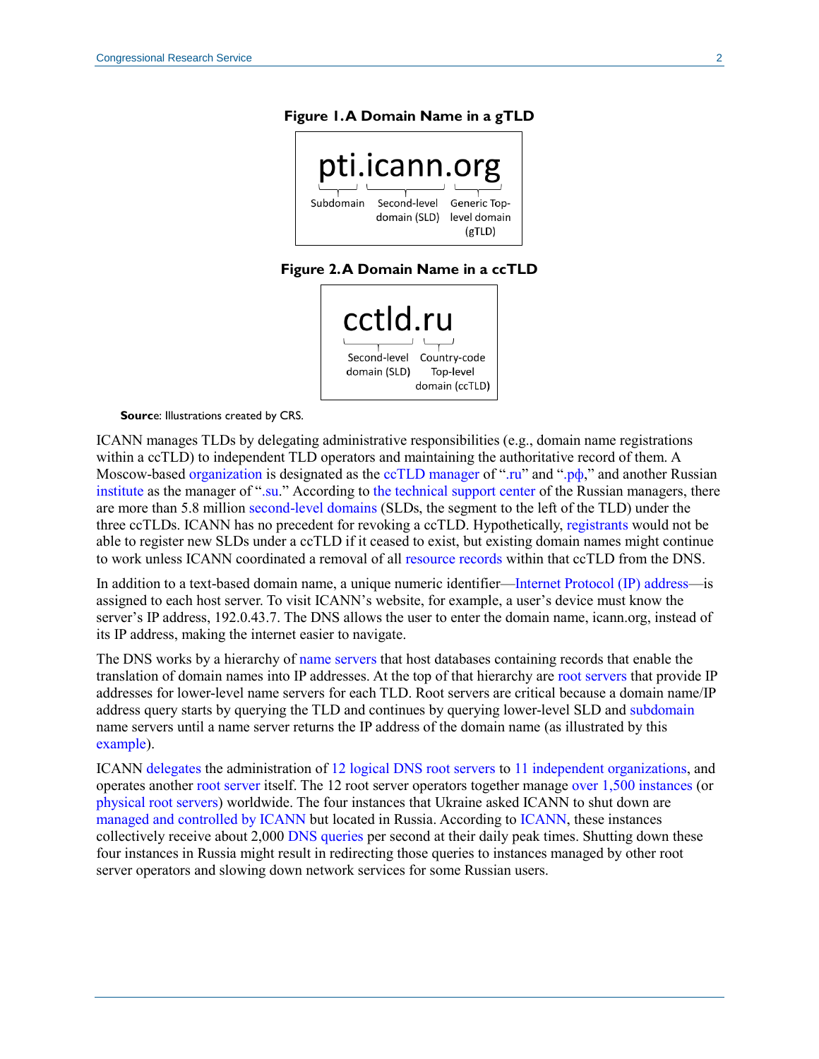**Figure 1. A Domain Name in a gTLD**

pti.icann.org

Subdomain | Second-level domain (SLD) | Generic Top-level domain (gTLD)

**Figure 2. A Domain Name in a ccTLD**

cctld.ru

Second-level domain (SLD) | Country-code Top-level domain (ccTLD)

**Source**: Illustrations created by CRS.

ICANN manages TLDs by delegating administrative responsibilities (e.g., domain name registrations within a ccTLD) to independent TLD operators and maintaining the authoritative record of them. A Moscow-based organization is designated as the ccTLD manager of ".ru" and ".рф," and another Russian institute as the manager of ".su." According to the technical support center of the Russian managers, there are more than 5.8 million second-level domains (SLDs, the segment to the left of the TLD) under the three ccTLDs. ICANN has no precedent for revoking a ccTLD. Hypothetically, registrants would not be able to register new SLDs under a ccTLD if it ceased to exist, but existing domain names might continue to work unless ICANN coordinated a removal of all resource records within that ccTLD from the DNS.

In addition to a text-based domain name, a unique numeric identifier—Internet Protocol (IP) address—is assigned to each host server. To visit ICANN's website, for example, a user's device must know the server's IP address, 192.0.43.7. The DNS allows the user to enter the domain name, icann.org, instead of its IP address, making the internet easier to navigate.

The DNS works by a hierarchy of name servers that host databases containing records that enable the translation of domain names into IP addresses. At the top of that hierarchy are root servers that provide IP addresses for lower-level name servers for each TLD. Root servers are critical because a domain name/IP address query starts by querying the TLD and continues by querying lower-level SLD and subdomain name servers until a name server returns the IP address of the domain name (as illustrated by this example).

ICANN delegates the administration of 12 logical DNS root servers to 11 independent organizations, and operates another root server itself. The 12 root server operators together manage over 1,500 instances (or physical root servers) worldwide. The four instances that Ukraine asked ICANN to shut down are managed and controlled by ICANN but located in Russia. According to ICANN, these instances collectively receive about 2,000 DNS queries per second at their daily peak times. Shutting down these four instances in Russia might result in redirecting those queries to instances managed by other root server operators and slowing down network services for some Russian users.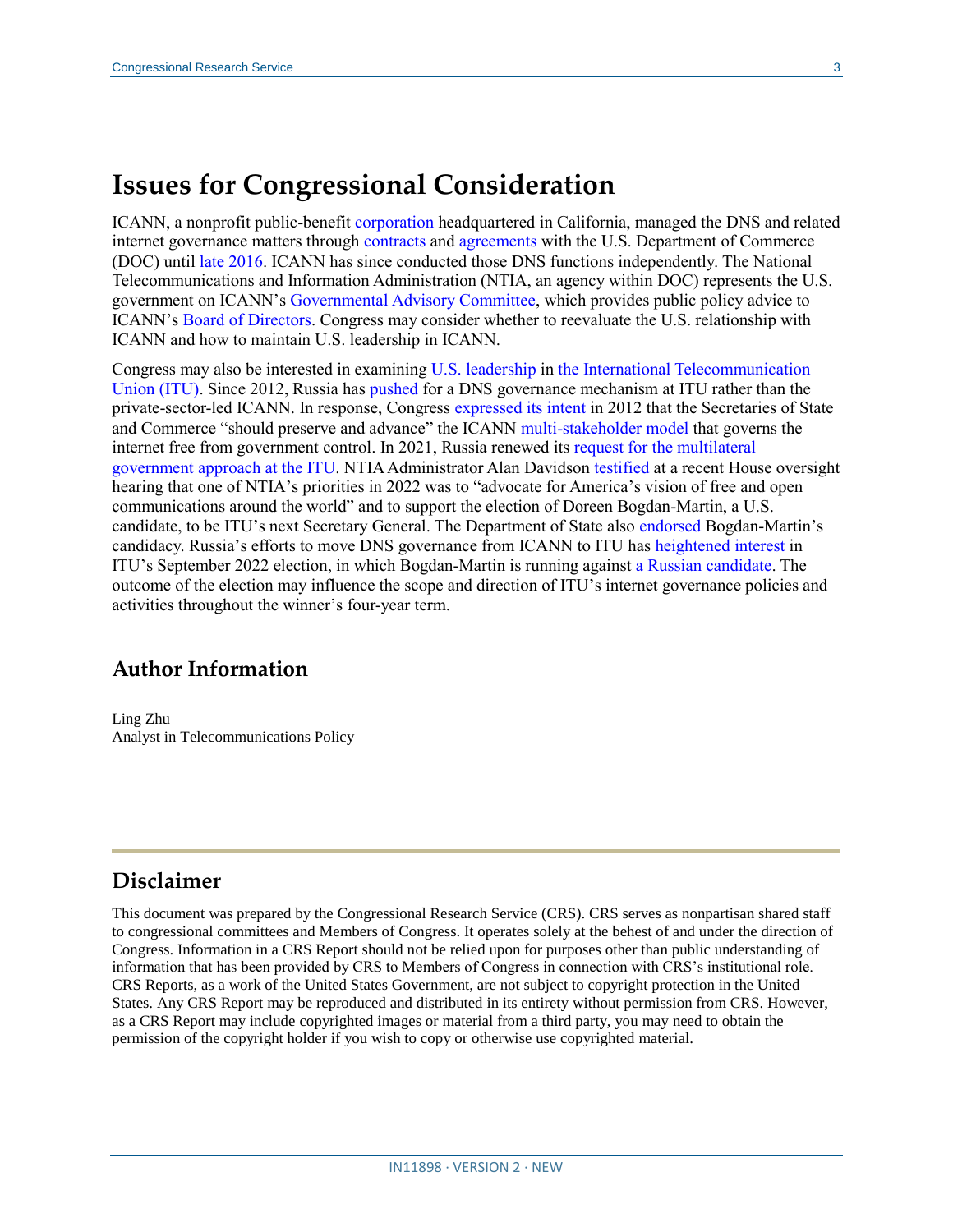## Issues for Congressional Consideration

ICANN, a nonprofit public-benefit corporation headquartered in California, managed the DNS and related internet governance matters through contracts and agreements with the U.S. Department of Commerce (DOC) until late 2016. ICANN has since conducted those DNS functions independently. The National Telecommunications and Information Administration (NTIA, an agency within DOC) represents the U.S. government on ICANN's Governmental Advisory Committee, which provides public policy advice to ICANN's Board of Directors. Congress may consider whether to reevaluate the U.S. relationship with ICANN and how to maintain U.S. leadership in ICANN.

Congress may also be interested in examining U.S. leadership in the International Telecommunication Union (ITU). Since 2012, Russia has pushed for a DNS governance mechanism at ITU rather than the private-sector-led ICANN. In response, Congress expressed its intent in 2012 that the Secretaries of State and Commerce "should preserve and advance" the ICANN multi-stakeholder model that governs the internet free from government control. In 2021, Russia renewed its request for the multilateral government approach at the ITU. NTIA Administrator Alan Davidson testified at a recent House oversight hearing that one of NTIA's priorities in 2022 was to "advocate for America's vision of free and open communications around the world" and to support the election of Doreen Bogdan-Martin, a U.S. candidate, to be ITU's next Secretary General. The Department of State also endorsed Bogdan-Martin's candidacy. Russia's efforts to move DNS governance from ICANN to ITU has heightened interest in ITU's September 2022 election, in which Bogdan-Martin is running against a Russian candidate. The outcome of the election may influence the scope and direction of ITU's internet governance policies and activities throughout the winner's four-year term.

### Author Information

Ling Zhu
Analyst in Telecommunications Policy

### Disclaimer

This document was prepared by the Congressional Research Service (CRS). CRS serves as nonpartisan shared staff to congressional committees and Members of Congress. It operates solely at the behest of and under the direction of Congress. Information in a CRS Report should not be relied upon for purposes other than public understanding of information that has been provided by CRS to Members of Congress in connection with CRS's institutional role. CRS Reports, as a work of the United States Government, are not subject to copyright protection in the United States. Any CRS Report may be reproduced and distributed in its entirety without permission from CRS. However, as a CRS Report may include copyrighted images or material from a third party, you may need to obtain the permission of the copyright holder if you wish to copy or otherwise use copyrighted material.